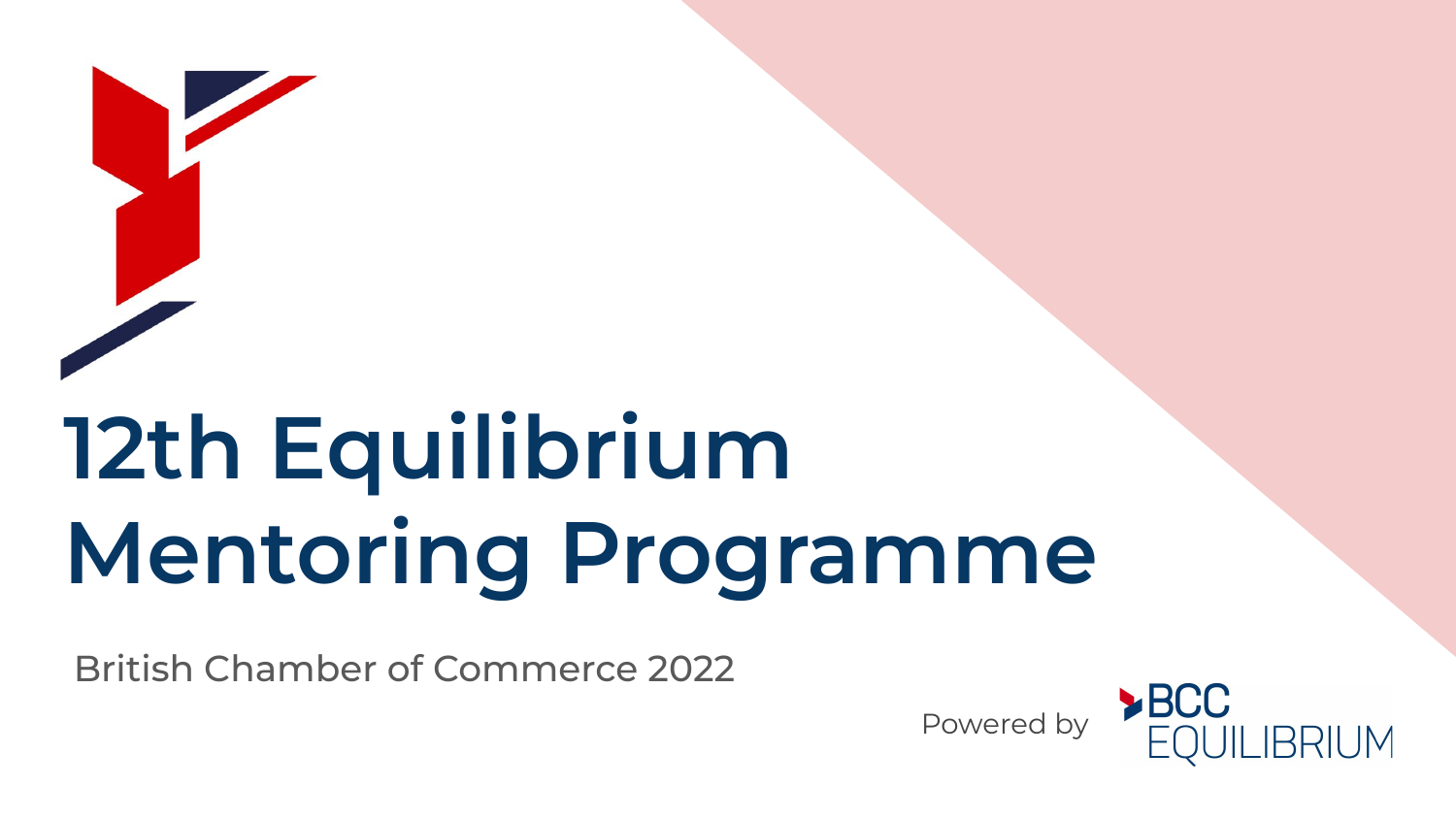# 12th Equilibrium Mentoring Programme

British Chamber of Commerce 2022

Powered by BCC EQUILIBRIUM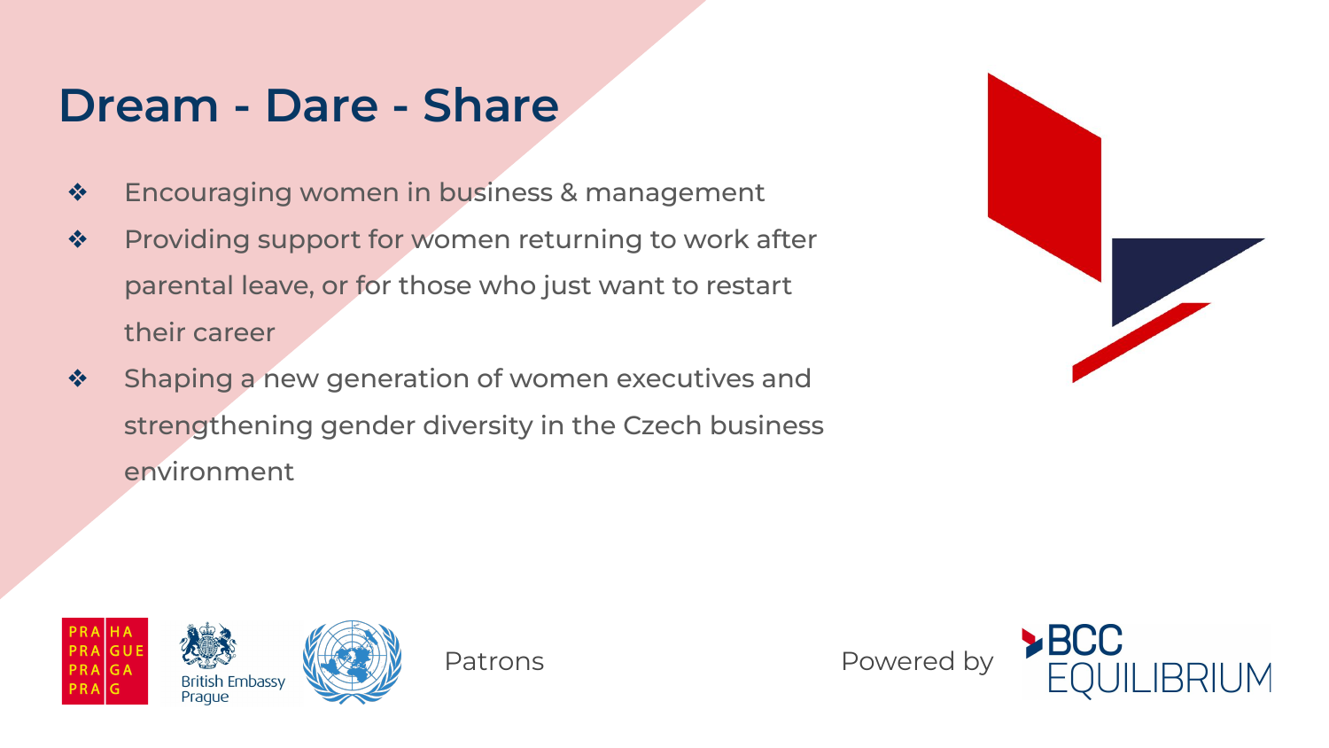# Dream - Dare - Share

- Encouraging women in business & management
- Providing support for women returning to work after parental leave, or for those who just want to restart their career
- Shaping a new generation of women executives and strengthening gender diversity in the Czech business environment

Patrons

Powered by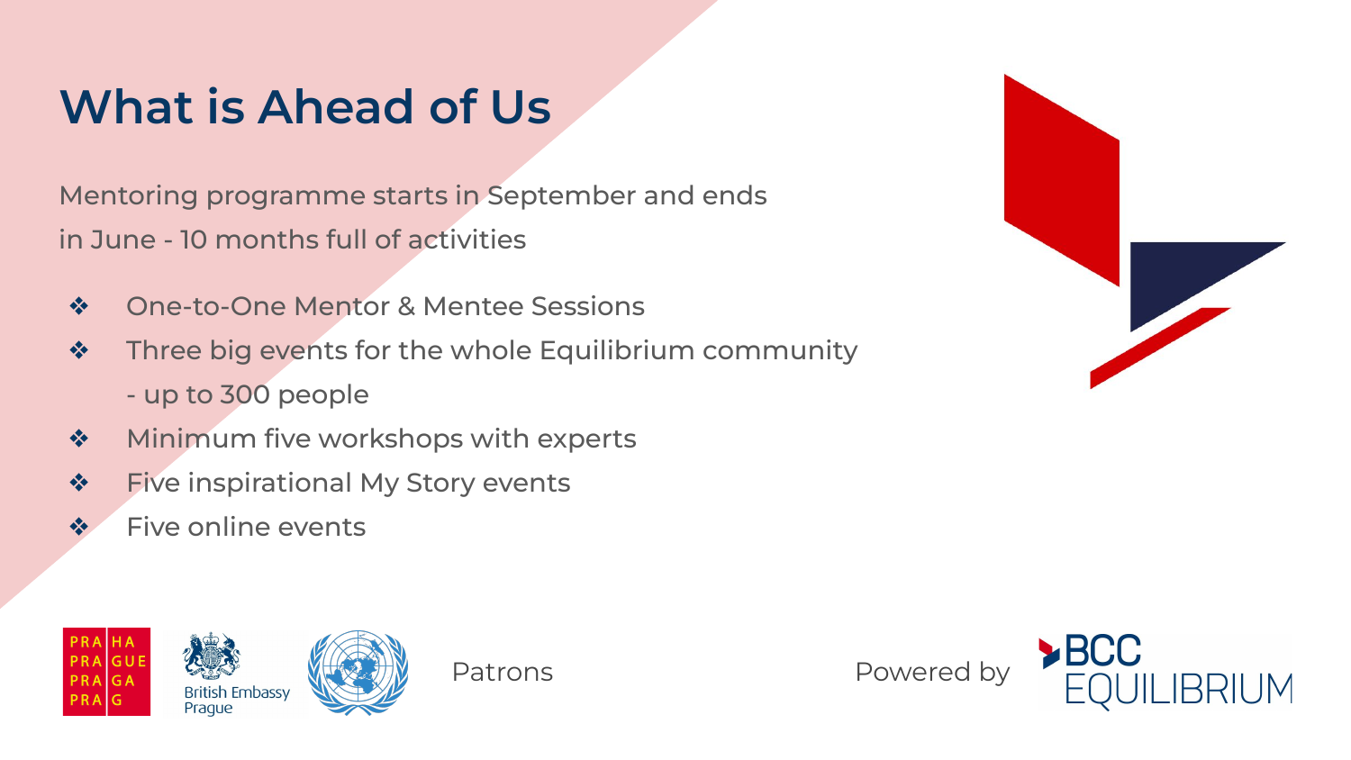# What is Ahead of Us

Mentoring programme starts in September and ends in June - 10 months full of activities

- One-to-One Mentor & Mentee Sessions
- Three big events for the whole Equilibrium community - up to 300 people
- Minimum five workshops with experts
- Five inspirational My Story events
- Five online events

PRAHA PRAGUE PRAGA PRAG

British Embassy Prague

Patrons

Powered by

BCC EQUILIBRIUM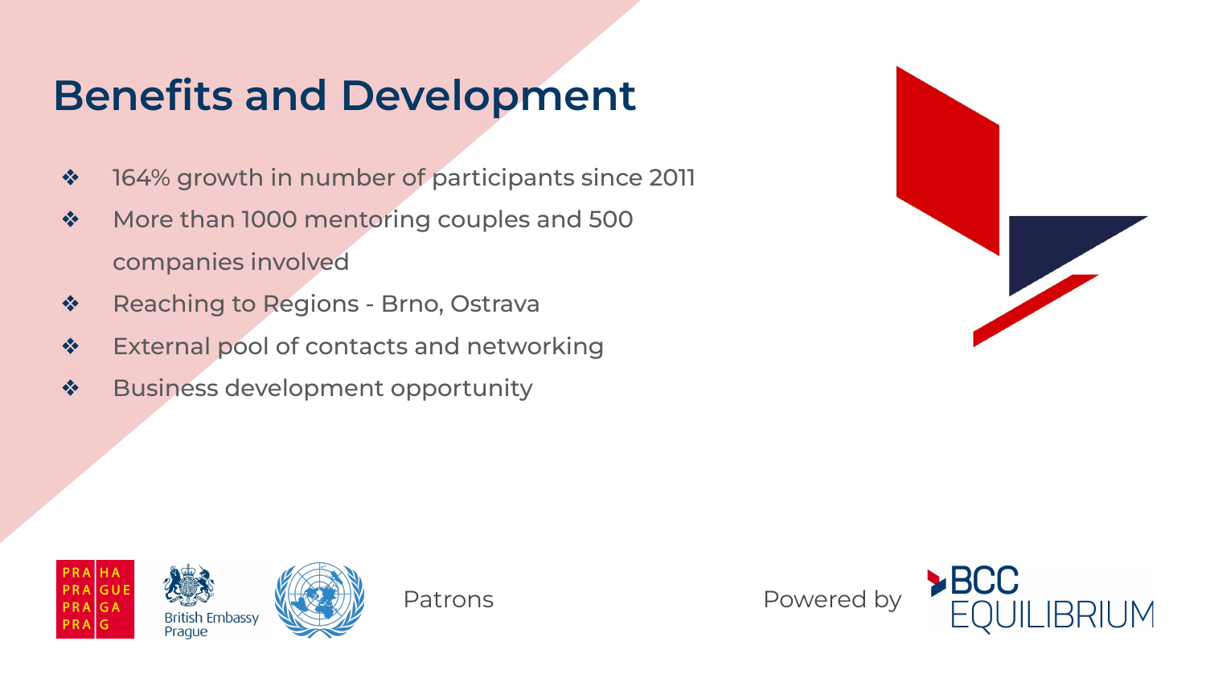# Benefits and Development

- 164% growth in number of participants since 2011
- More than 1000 mentoring couples and 500 companies involved
- Reaching to Regions - Brno, Ostrava
- External pool of contacts and networking
- Business development opportunity

Patrons

Powered by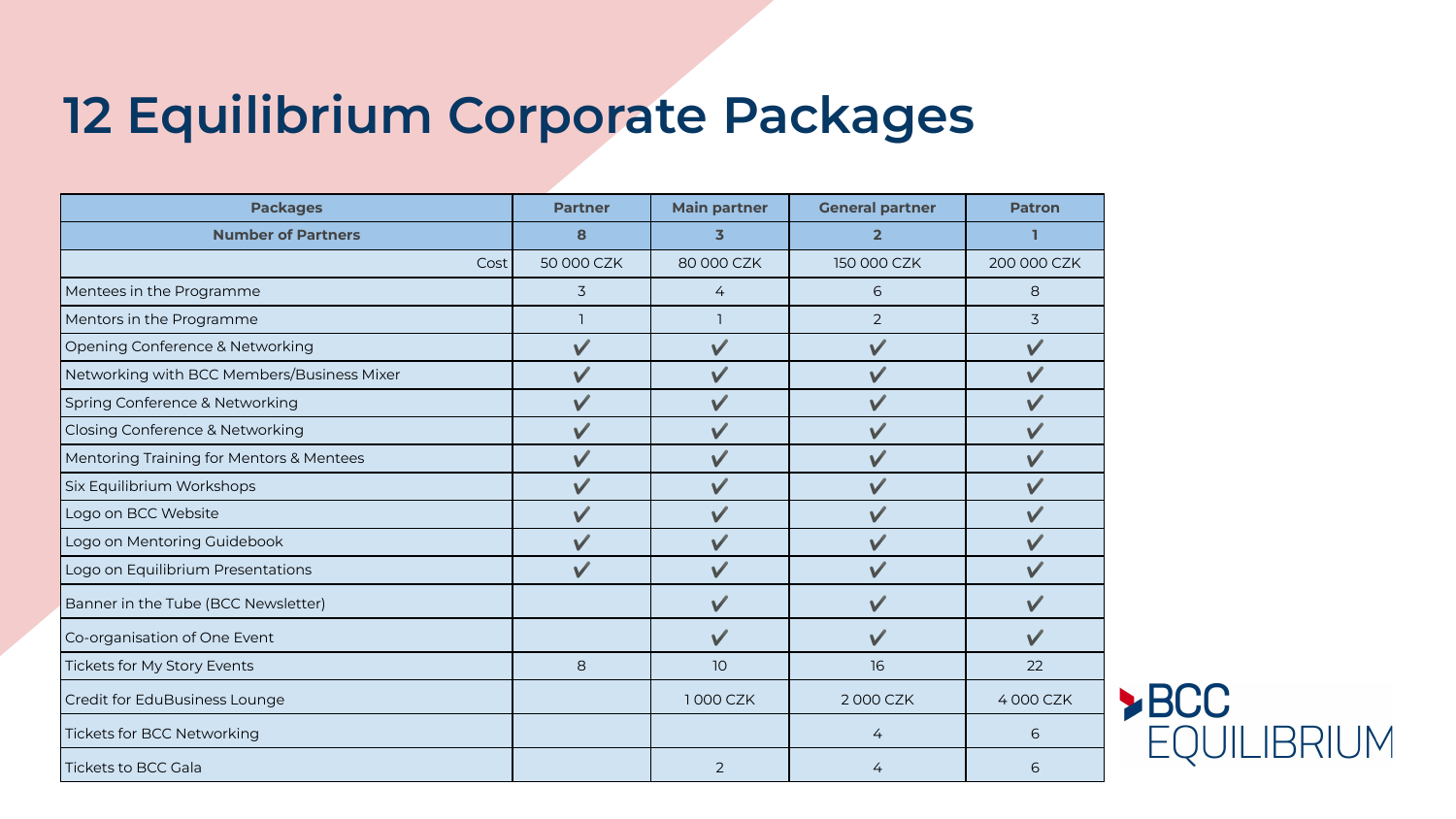# 12 Equilibrium Corporate Packages

| Packages | Partner | Main partner | General partner | Patron |
|---|---|---|---|---|
| **Number of Partners** | **8** | **3** | **2** | **1** |
| Cost | 50 000 CZK | 80 000 CZK | 150 000 CZK | 200 000 CZK |
| Mentees in the Programme | 3 | 4 | 6 | 8 |
| Mentors in the Programme | 1 | 1 | 2 | 3 |
| Opening Conference & Networking | ✔ | ✔ | ✔ | ✔ |
| Networking with BCC Members/Business Mixer | ✔ | ✔ | ✔ | ✔ |
| Spring Conference & Networking | ✔ | ✔ | ✔ | ✔ |
| Closing Conference & Networking | ✔ | ✔ | ✔ | ✔ |
| Mentoring Training for Mentors & Mentees | ✔ | ✔ | ✔ | ✔ |
| Six Equilibrium Workshops | ✔ | ✔ | ✔ | ✔ |
| Logo on BCC Website | ✔ | ✔ | ✔ | ✔ |
| Logo on Mentoring Guidebook | ✔ | ✔ | ✔ | ✔ |
| Logo on Equilibrium Presentations | ✔ | ✔ | ✔ | ✔ |
| Banner in the Tube (BCC Newsletter) | | ✔ | ✔ | ✔ |
| Co-organisation of One Event | | ✔ | ✔ | ✔ |
| Tickets for My Story Events | 8 | 10 | 16 | 22 |
| Credit for EduBusiness Lounge | | 1 000 CZK | 2 000 CZK | 4 000 CZK |
| Tickets for BCC Networking | | | 4 | 6 |
| Tickets to BCC Gala | | 2 | 4 | 6 |

BCC EQUILIBRIUM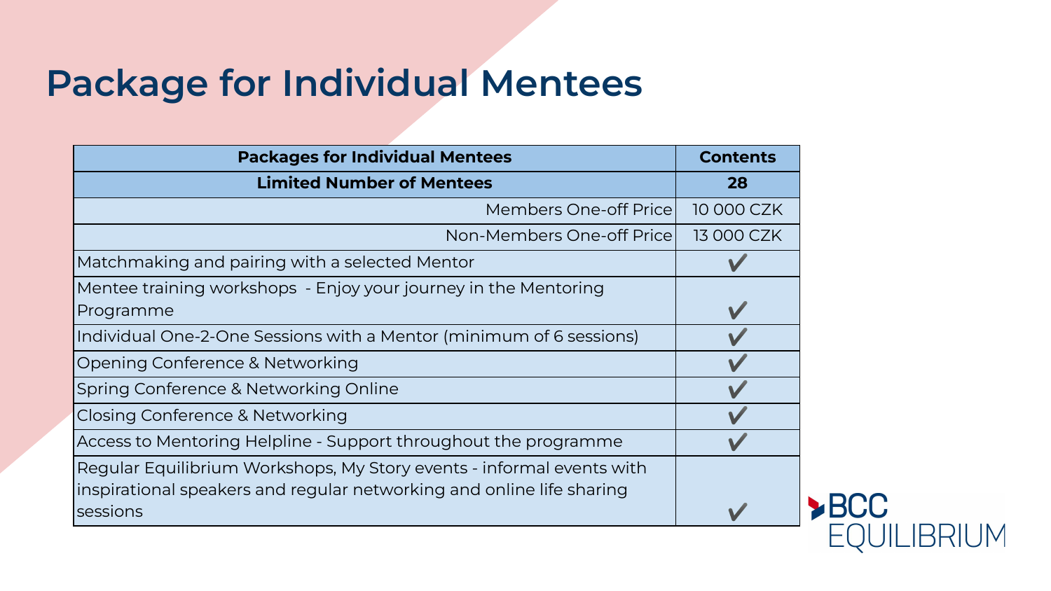# Package for Individual Mentees

| Packages for Individual Mentees | Contents |
|---|---|
| **Limited Number of Mentees** | **28** |
| Members One-off Price | 10 000 CZK |
| Non-Members One-off Price | 13 000 CZK |
| Matchmaking and pairing with a selected Mentor | ✓ |
| Mentee training workshops - Enjoy your journey in the Mentoring Programme | ✓ |
| Individual One-2-One Sessions with a Mentor (minimum of 6 sessions) | ✓ |
| Opening Conference & Networking | ✓ |
| Spring Conference & Networking Online | ✓ |
| Closing Conference & Networking | ✓ |
| Access to Mentoring Helpline - Support throughout the programme | ✓ |
| Regular Equilibrium Workshops, My Story events - informal events with inspirational speakers and regular networking and online life sharing sessions | ✓ |

BCC EQUILIBRIUM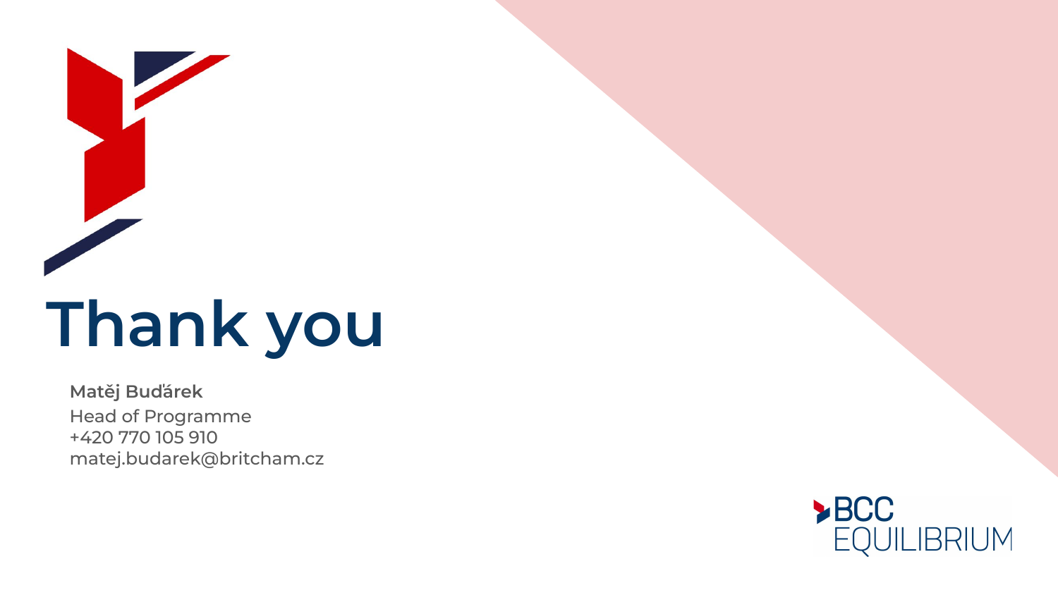# Thank you

**Matěj Buďárek**
Head of Programme
+420 770 105 910
matej.budarek@britcham.cz

BCC EQUILIBRIUM